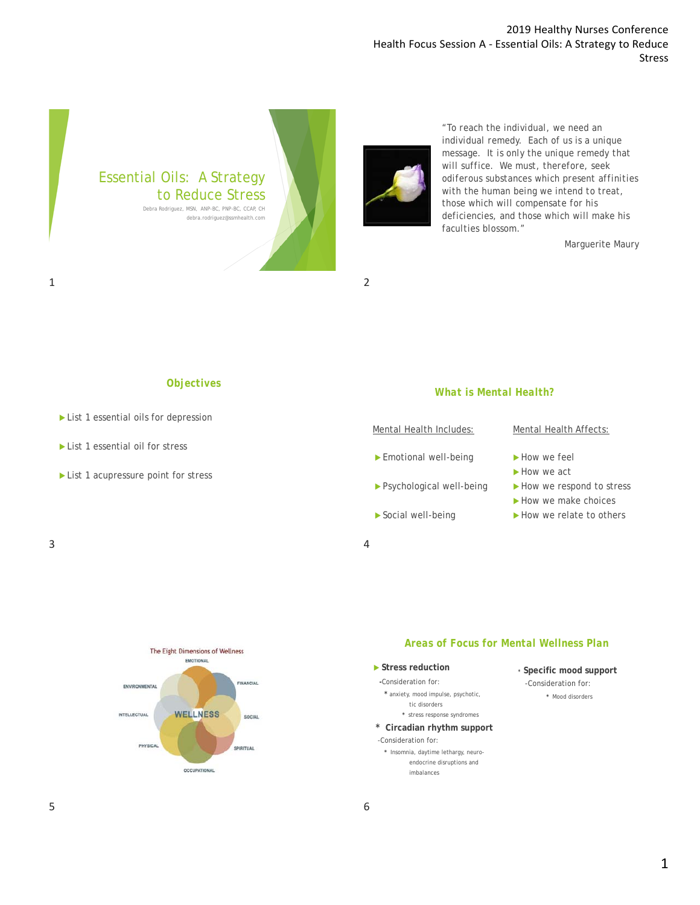# Essential Oils: A Strategy to Reduce Stress

Debra Rodriguez, MSN, ANP-BC, PNP-BC, CCAP, CH
debra.rodriguez@ssmhealth.com

---

"To reach the individual, we need an individual remedy. Each of us is a unique message. It is only the unique remedy that will suffice. We must, therefore, seek odiferous substances which present affinities with the human being we intend to treat, those which will compensate for his deficiencies, and those which will make his faculties blossom."

Marguerite Maury

---

## Objectives

- List 1 essential oils for depression
- List 1 essential oil for stress
- List 1 acupressure point for stress

---

## What is Mental Health?

**Mental Health Includes:**

- Emotional well-being
- Psychological well-being
- Social well-being

**Mental Health Affects:**

- How we feel
- How we act
- How we respond to stress
- How we make choices
- How we relate to others

---

The Eight Dimensions of Wellness

EMOTIONAL, FINANCIAL, SOCIAL, SPIRITUAL, OCCUPATIONAL, PHYSICAL, INTELLECTUAL, ENVIRONMENTAL

WELLNESS

---

## Areas of Focus for Mental Wellness Plan

- **Stress reduction**
  - -Consideration for:
    - * anxiety, mood impulse, psychotic, tic disorders
    - * stress response syndromes
- * **Circadian rhythm support**
  - -Consideration for:
    - * Insomnia, daytime lethargy, neuro-endocrine disruptions and imbalances
- **Specific mood support**
  - -Consideration for:
    - * Mood disorders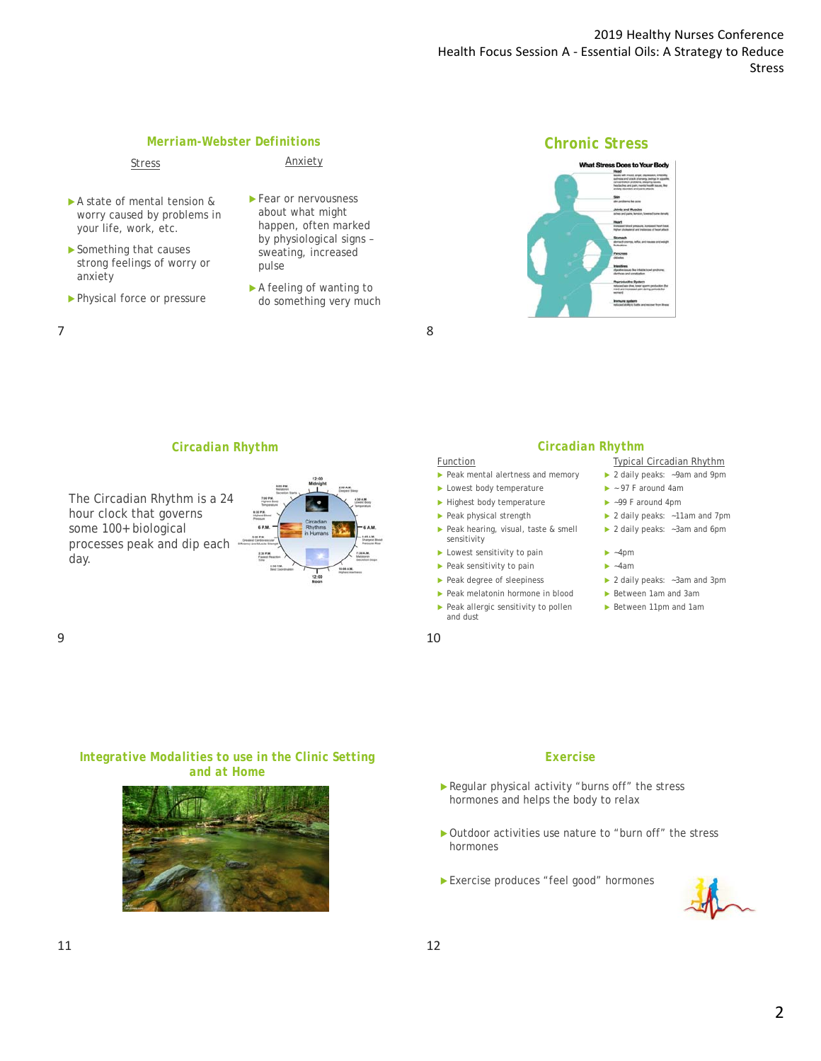## Merriam-Webster Definitions

**Stress**

- A state of mental tension & worry caused by problems in your life, work, etc.
- Something that causes strong feelings of worry or anxiety
- Physical force or pressure

**Anxiety**

- Fear or nervousness about what might happen, often marked by physiological signs – sweating, increased pulse
- A feeling of wanting to do something very much

## Chronic Stress

## Circadian Rhythm

The Circadian Rhythm is a 24 hour clock that governs some 100+ biological processes peak and dip each day.

## Circadian Rhythm

| Function | Typical Circadian Rhythm |
|---|---|
| Peak mental alertness and memory | 2 daily peaks: ~9am and 9pm |
| Lowest body temperature | ~ 97 F around 4am |
| Highest body temperature | ~99 F around 4pm |
| Peak physical strength | 2 daily peaks: ~11am and 7pm |
| Peak hearing, visual, taste & smell sensitivity | 2 daily peaks: ~3am and 6pm |
| Lowest sensitivity to pain | ~4pm |
| Peak sensitivity to pain | ~4am |
| Peak degree of sleepiness | 2 daily peaks: ~3am and 3pm |
| Peak melatonin hormone in blood | Between 1am and 3am |
| Peak allergic sensitivity to pollen and dust | Between 11pm and 1am |

## Integrative Modalities to use in the Clinic Setting and at Home

## Exercise

- Regular physical activity "burns off" the stress hormones and helps the body to relax
- Outdoor activities use nature to "burn off" the stress hormones
- Exercise produces "feel good" hormones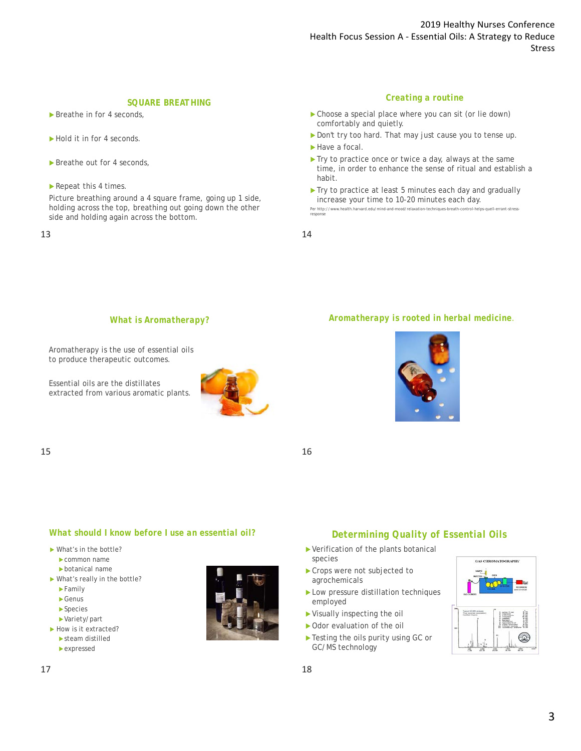## SQUARE BREATHING

- Breathe in for 4 seconds,
- Hold it in for 4 seconds.
- Breathe out for 4 seconds,
- Repeat this 4 times.

Picture breathing around a 4 square frame, going up 1 side, holding across the top, breathing out going down the other side and holding again across the bottom.

## Creating a routine

- Choose a special place where you can sit (or lie down) comfortably and quietly.
- Don't try too hard. That may just cause you to tense up.
- Have a focal.
- Try to practice once or twice a day, always at the same time, in order to enhance the sense of ritual and establish a habit.
- Try to practice at least 5 minutes each day and gradually increase your time to 10-20 minutes each day.

Per http://www.health.harvard.edu/mind-and-mood/relaxation-techniques-breath-control-helps-quell-errant-stress-response

## What is Aromatherapy?

Aromatherapy is the use of essential oils to produce therapeutic outcomes.

Essential oils are the distillates extracted from various aromatic plants.

## Aromatherapy is rooted in herbal medicine.

## What should I know before I use an essential oil?

- What's in the bottle?
  - common name
  - botanical name
- What's really in the bottle?
  - Family
  - Genus
  - Species
  - Variety/part
- How is it extracted?
  - steam distilled
  - expressed

## Determining Quality of Essential Oils

- Verification of the plants botanical species
- Crops were not subjected to agrochemicals
- Low pressure distillation techniques employed
- Visually inspecting the oil
- Odor evaluation of the oil
- Testing the oils purity using GC or GC/MS technology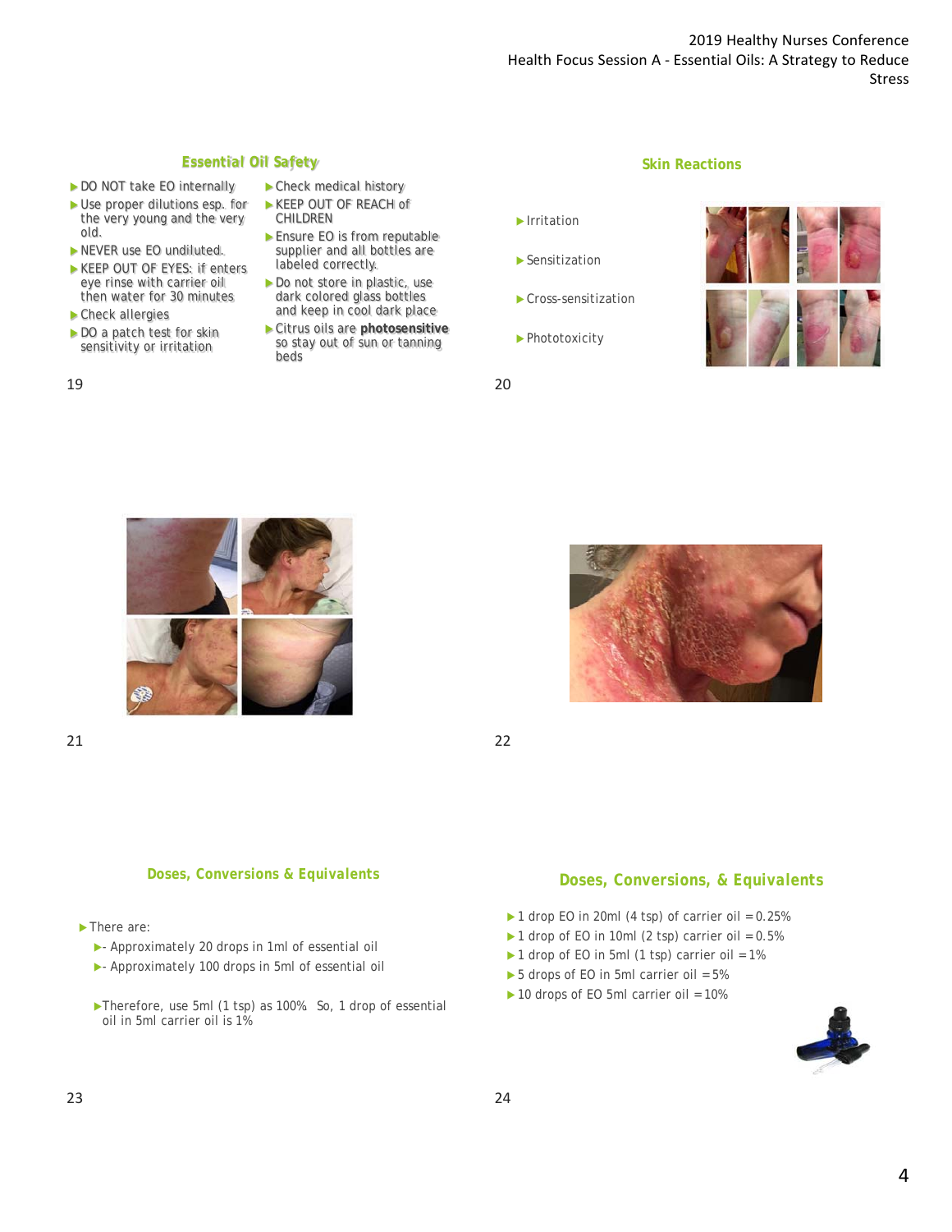## Essential Oil Safety

- DO NOT take EO internally
- Use proper dilutions esp. for the very young and the very old.
- NEVER use EO undiluted.
- KEEP OUT OF EYES: if enters eye rinse with carrier oil then water for 30 minutes
- Check allergies
- DO a patch test for skin sensitivity or irritation
- Check medical history
- KEEP OUT OF REACH of CHILDREN
- Ensure EO is from reputable supplier and all bottles are labeled correctly.
- Do not store in plastic, use dark colored glass bottles and keep in cool dark place
- Citrus oils are **photosensitive** so stay out of sun or tanning beds

## Skin Reactions

- Irritation
- Sensitization
- Cross-sensitization
- Phototoxicity

## Doses, Conversions & Equivalents

- There are:
  - \- Approximately 20 drops in 1ml of essential oil
  - \- Approximately 100 drops in 5ml of essential oil

  - Therefore, use 5ml (1 tsp) as 100%  So, 1 drop of essential oil in 5ml carrier oil is 1%

## Doses, Conversions, & Equivalents

- 1 drop EO in 20ml (4 tsp) of carrier oil = 0.25%
- 1 drop of EO in 10ml (2 tsp) carrier oil = 0.5%
- 1 drop of EO in 5ml (1 tsp) carrier oil = 1%
- 5 drops of EO in 5ml carrier oil = 5%
- 10 drops of EO 5ml carrier oil = 10%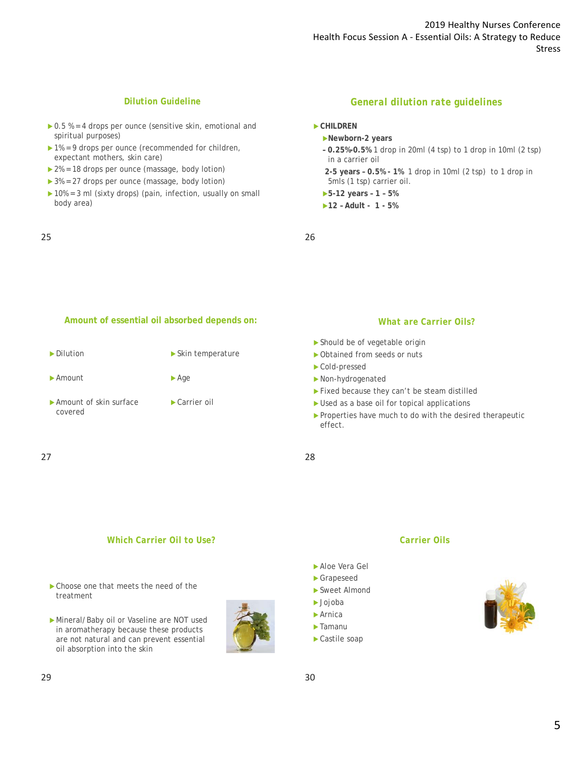## Dilution Guideline

- 0.5 % = 4 drops per ounce (sensitive skin, emotional and spiritual purposes)
- 1% = 9 drops per ounce (recommended for children, expectant mothers, skin care)
- 2% = 18 drops per ounce (massage, body lotion)
- 3% = 27 drops per ounce (massage, body lotion)
- 10% = 3 ml (sixty drops) (pain, infection, usually on small body area)

## General dilution rate guidelines

- **CHILDREN**
  - **Newborn-2 years**
  - **0.25%-0.5%** 1 drop in 20ml (4 tsp) to 1 drop in 10ml (2 tsp) in a carrier oil
  - **2-5 years – 0.5% - 1%** 1 drop in 10ml (2 tsp) to 1 drop in 5mls (1 tsp) carrier oil.
  - **5-12 years – 1 – 5%**
  - **12 – Adult - 1 - 5%**

## Amount of essential oil absorbed depends on:

- Dilution
- Amount
- Amount of skin surface covered
- Skin temperature
- Age
- Carrier oil

## What are Carrier Oils?

- Should be of vegetable origin
- Obtained from seeds or nuts
- Cold-pressed
- Non-hydrogenated
- Fixed because they can't be steam distilled
- Used as a base oil for topical applications
- Properties have much to do with the desired therapeutic effect.

## Which Carrier Oil to Use?

- Choose one that meets the need of the treatment
- Mineral/Baby oil or Vaseline are NOT used in aromatherapy because these products are not natural and can prevent essential oil absorption into the skin

## Carrier Oils

- Aloe Vera Gel
- Grapeseed
- Sweet Almond
- Jojoba
- Arnica
- Tamanu
- Castile soap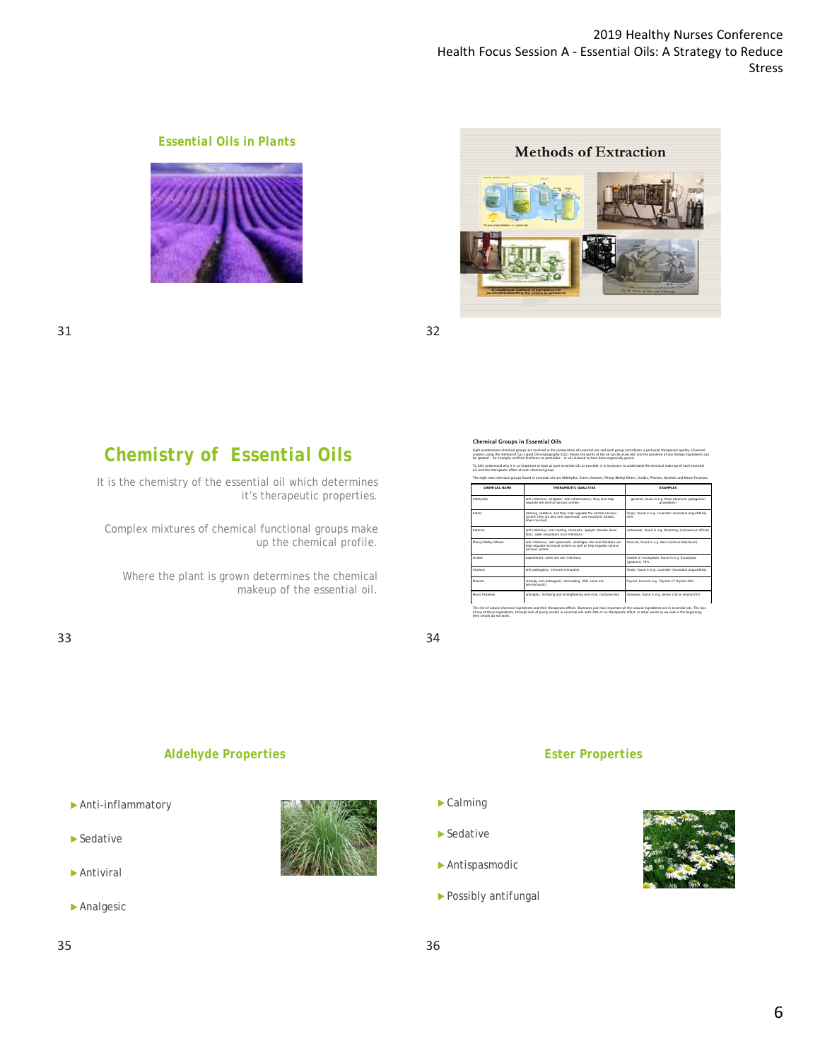## Essential Oils in Plants

## Methods of Extraction

## Chemistry of Essential Oils

It is the chemistry of the essential oil which determines it's therapeutic properties.

Complex mixtures of chemical functional groups make up the chemical profile.

Where the plant is grown determines the chemical makeup of the essential oil.

**Chemical Groups in Essential Oils**

Eight predominant chemical groups are involved in the composition of essential oils and each group contributes a particular therapeutic quality. Chemical analysis using the method of Gas Liquid Chromatography (GLC) means the purity of the oil can be assessed, and the presence of any foreign ingredients can be spotted – for example, artificial fertilizers or pesticides – in oils claimed to have been organically grown.

To fully understand why it is so important to have as pure essential oils as possible, it is necessary to understand the chemical make-up of each essential oil, and the therapeutic effect of each chemical group.

The eight main chemical groups found in essential oils are Aldehydes, Esters, Ketones, Phenyl Methyl Ethers, Oxides, Phenols, Alcohols and Mono Terpenes.

| CHEMICAL NAME | THERAPEUTIC QUALITIES | EXAMPLES |
|---|---|---|
| Aldehydes | anti-infectious, analgesic, anti-inflammatory; they also help regulate the central nervous system | geraniol, found in e.g. Rose Geranium (pelargonium graveolens) |
| Esters | calming, sedative, and they help regulate the central nervous system they are also anti-spasmodic, and mucolytic (breaks down mucous) | linalyl, found in e.g. Lavender (lavandula angustifolia), 60% |
| Ketones | anti-infectious, skin healing, mucolytic, lipolytic (breaks down fats), aides respiratory tract infections | verbenone, found in e.g. Rosemary (rosmarinus officialis) |
| Phenyl Methyl Ethers | anti-infectious, anti-spasmodic, oestrogen-like and therefore can help regulate hormonal system as well as help regulate central nervous system | chavicol, found in e.g. Basil (ocimum basilicum) |
| Oxides | expectorant, some are anti-infectious | cineole or eucalyptole, found in e.g. Eucalyptus (globulus) 70% |
| Alcohols | anti-pathogenic, immune-stimulant | linalol, found in e.g. Lavender (lavandula angustifolia) |
| Phenols | strongly anti-pathogenic, stimulating. (NB, some are dermocaustic) | thymol, found in e.g. Thymes CT thymol 30% |
| Mono Terpenes | antiseptic, fortifying and strengthening anti-viral, cortisone-like | limonene, found in e.g. lemon (citrus limone) 70% |

This list of natural chemical ingredients and their therapeutic effects illustrates just how important all the natural ingredients are in essential oils. The loss of any of these ingredients, through lack of purity results in essential oils with little or no therapeutic effect, in other words as we said in the beginning, they simply do not work.

## Aldehyde Properties

- Anti-inflammatory
- Sedative
- Antiviral
- Analgesic

## Ester Properties

- Calming
- Sedative
- Antispasmodic
- Possibly antifungal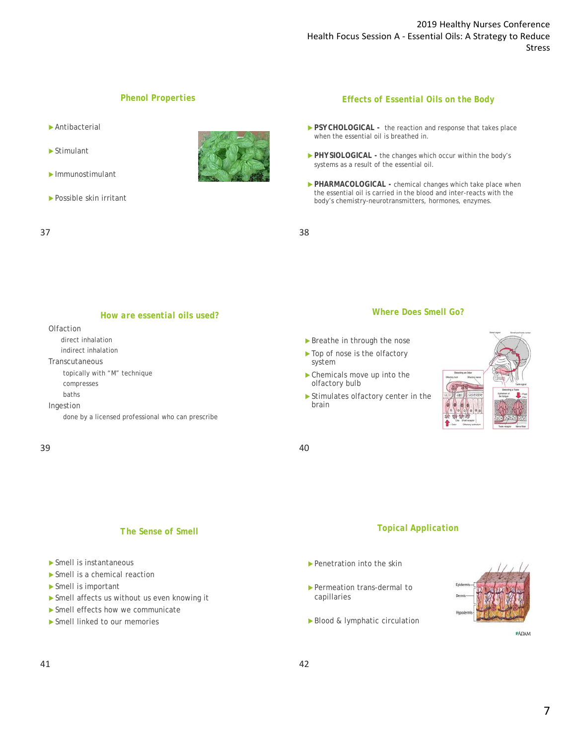## Phenol Properties

- Antibacterial
- Stimulant
- Immunostimulant
- Possible skin irritant

## Effects of Essential Oils on the Body

- **PSYCHOLOGICAL -** the reaction and response that takes place when the essential oil is breathed in.
- **PHYSIOLOGICAL -** the changes which occur within the body's systems as a result of the essential oil.
- **PHARMACOLOGICAL -** chemical changes which take place when the essential oil is carried in the blood and inter-reacts with the body's chemistry-neurotransmitters, hormones, enzymes.

## How are essential oils used?

Olfaction
- direct inhalation
- indirect inhalation

Transcutaneous
- topically with "M" technique
- compresses
- baths

Ingestion
- done by a licensed professional who can prescribe

## Where Does Smell Go?

- Breathe in through the nose
- Top of nose is the olfactory system
- Chemicals move up into the olfactory bulb
- Stimulates olfactory center in the brain

## The Sense of Smell

- Smell is instantaneous
- Smell is a chemical reaction
- Smell is important
- Smell affects us without us even knowing it
- Smell effects how we communicate
- Smell linked to our memories

## Topical Application

- Penetration into the skin
- Permeation trans-dermal to capillaries
- Blood & lymphatic circulation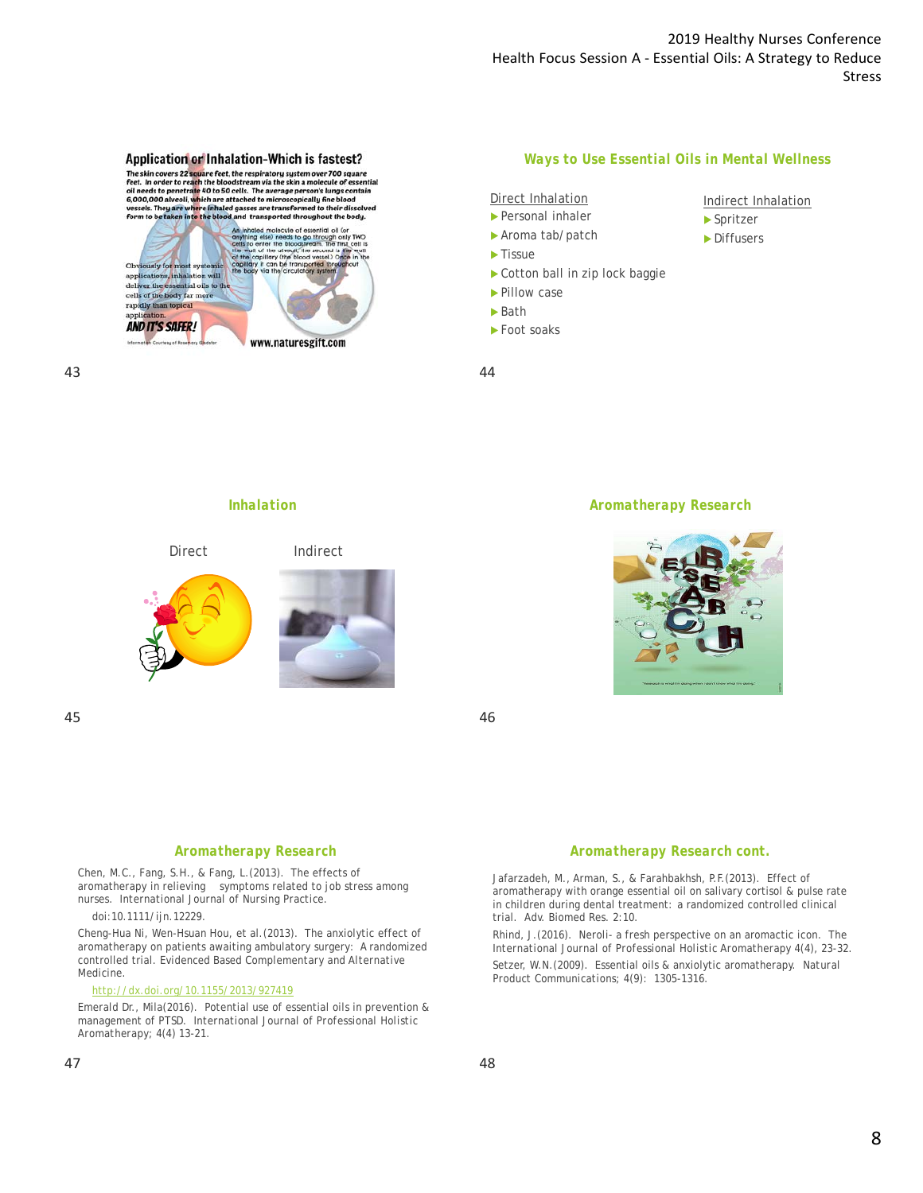## Application or Inhalation-Which is fastest?

The skin covers 22 square feet, the respiratory system over 700 square feet. In order to reach the bloodstream via the skin a molecule of essential oil needs to penetrate 40 to 50 cells. The average person's lungs contain 6,000,000 alveoli, which are attached to microscopically fine blood vessels. They are where inhaled gasses are transformed to their dissolved form to be taken into the blood and transported throughout the body.

An inhaled molecule of essential oil (or anything else) needs to go through only TWO cells to enter the bloodstream. The first cell is the wall of the alveoli, the second is the wall of the capillary (the blood vessel). Once in the capillary it can be transported throughout the body via the circulatory system.

Obviously for most systemic applications, inhalation will deliver the essential oils to the cells of the body far more rapidly than topical application.

**AND IT'S SAFER!**

Information Courtesy of Rosemary Gladstar

www.naturesgift.com

## Ways to Use Essential Oils in Mental Wellness

Direct Inhalation

- Personal inhaler
- Aroma tab/patch
- Tissue
- Cotton ball in zip lock baggie
- Pillow case
- Bath
- Foot soaks

Indirect Inhalation

- Spritzer
- Diffusers

## Inhalation

Direct

Indirect

## Aromatherapy Research

## Aromatherapy Research

Chen, M.C., Fang, S.H., & Fang, L.(2013). The effects of aromatherapy in relieving symptoms related to job stress among nurses. International Journal of Nursing Practice.

doi:10.1111/ijn.12229.

Cheng-Hua Ni, Wen-Hsuan Hou, et al.(2013). The anxiolytic effect of aromatherapy on patients awaiting ambulatory surgery: A randomized controlled trial. Evidenced Based Complementary and Alternative Medicine.

http://dx.doi.org/10.1155/2013/927419

Emerald Dr., Mila(2016). Potential use of essential oils in prevention & management of PTSD. International Journal of Professional Holistic Aromatherapy; 4(4) 13-21.

## Aromatherapy Research cont.

Jafarzadeh, M., Arman, S., & Farahbakhsh, P.F.(2013). Effect of aromatherapy with orange essential oil on salivary cortisol & pulse rate in children during dental treatment: a randomized controlled clinical trial. Adv. Biomed Res. 2:10.

Rhind, J.(2016). Neroli- a fresh perspective on an aromactic icon. The International Journal of Professional Holistic Aromatherapy 4(4), 23-32.

Setzer, W.N.(2009). Essential oils & anxiolytic aromatherapy. Natural Product Communications; 4(9): 1305-1316.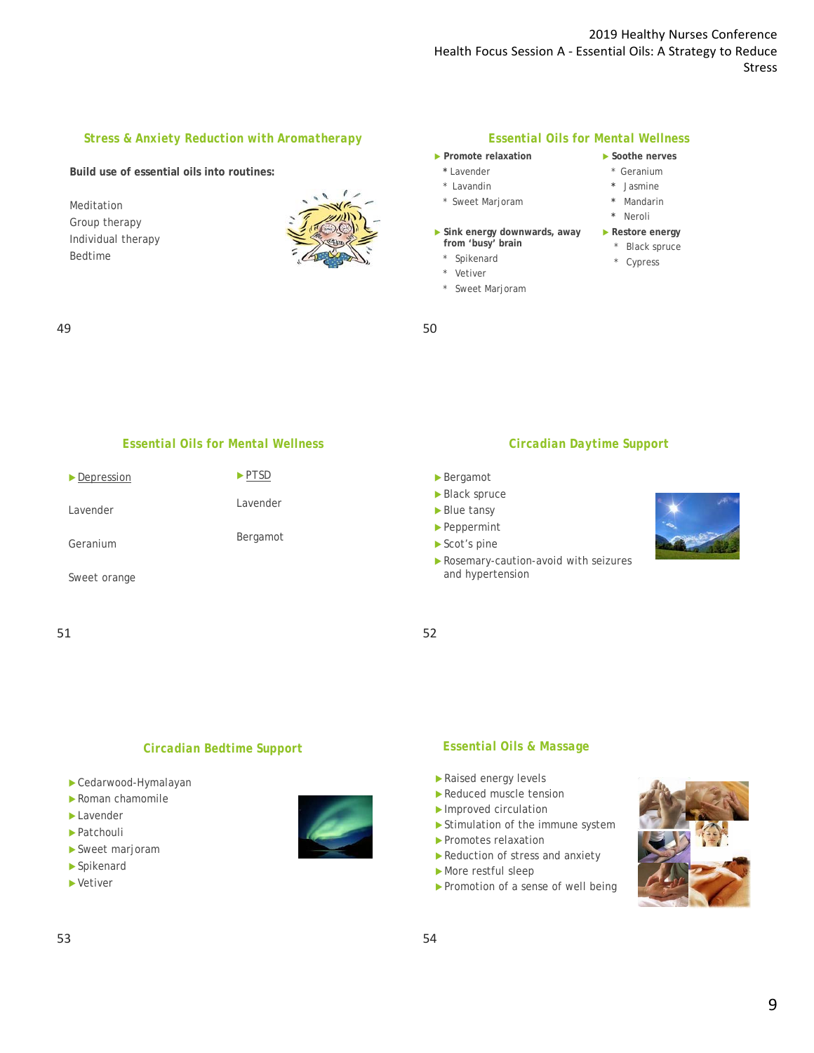## Stress & Anxiety Reduction with Aromatherapy

**Build use of essential oils into routines:**

Meditation
Group therapy
Individual therapy
Bedtime

## Essential Oils for Mental Wellness

- **Promote relaxation**
  - Lavender
  - Lavandin
  - Sweet Marjoram
- **Sink energy downwards, away from 'busy' brain**
  - Spikenard
  - Vetiver
  - Sweet Marjoram
- **Soothe nerves**
  - Geranium
  - Jasmine
  - Mandarin
  - Neroli
- **Restore energy**
  - Black spruce
  - Cypress

## Essential Oils for Mental Wellness

- Depression
  - Lavender
  - Geranium
  - Sweet orange
- PTSD
  - Lavender
  - Bergamot

## Circadian Daytime Support

- Bergamot
- Black spruce
- Blue tansy
- Peppermint
- Scot's pine
- Rosemary-caution-avoid with seizures and hypertension

## Circadian Bedtime Support

- Cedarwood-Hymalayan
- Roman chamomile
- Lavender
- Patchouli
- Sweet marjoram
- Spikenard
- Vetiver

## Essential Oils & Massage

- Raised energy levels
- Reduced muscle tension
- Improved circulation
- Stimulation of the immune system
- Promotes relaxation
- Reduction of stress and anxiety
- More restful sleep
- Promotion of a sense of well being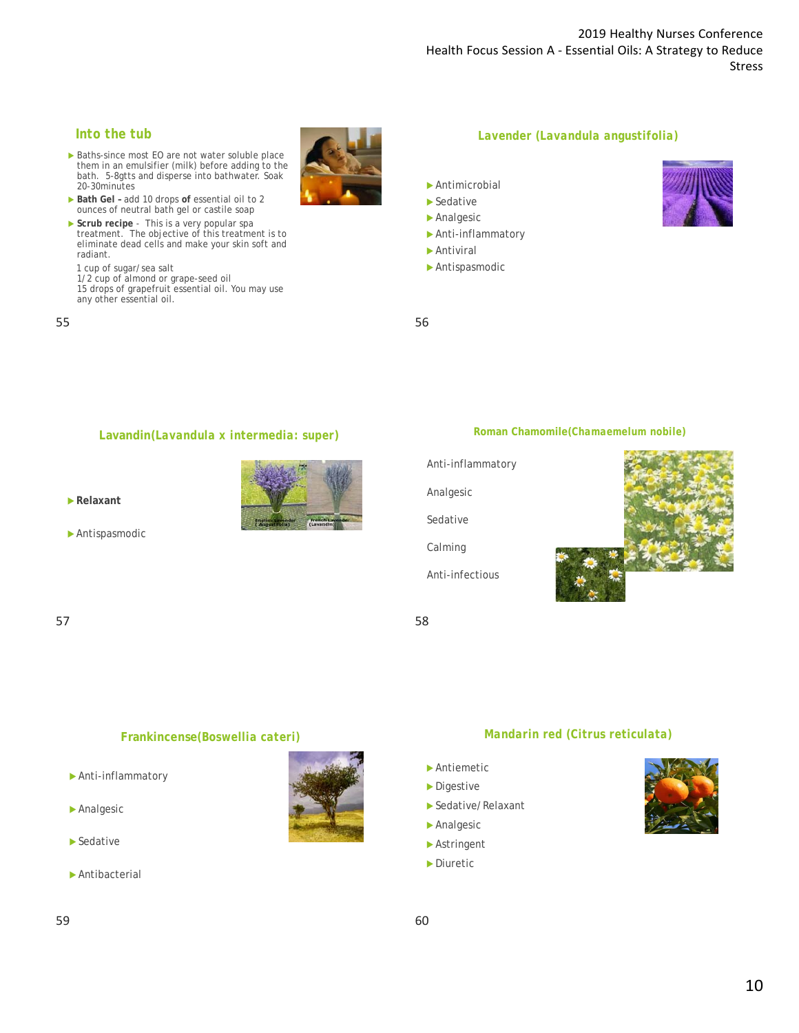## Into the tub

- Baths-since most EO are not water soluble place them in an emulsifier (milk) before adding to the bath. 5-8gtts and disperse into bathwater. Soak 20-30minutes
- **Bath Gel –** add 10 drops **of** essential oil to 2 ounces of neutral bath gel or castile soap
- **Scrub recipe** - This is a very popular spa treatment. The objective of this treatment is to eliminate dead cells and make your skin soft and radiant.

  1 cup of sugar/sea salt
  1/2 cup of almond or grape-seed oil
  15 drops of grapefruit essential oil. You may use any other essential oil.

## Lavender (Lavandula angustifolia)

- Antimicrobial
- Sedative
- Analgesic
- Anti-inflammatory
- Antiviral
- Antispasmodic

## Lavandin(Lavandula x intermedia: super)

- **Relaxant**
- Antispasmodic

English Lavender (Angustifolia)

French Lavender (Lavandin)

## Roman Chamomile(Chamaemelum nobile)

Anti-inflammatory

Analgesic

Sedative

Calming

Anti-infectious

## Frankincense(Boswellia cateri)

- Anti-inflammatory
- Analgesic
- Sedative
- Antibacterial

## Mandarin red (Citrus reticulata)

- Antiemetic
- Digestive
- Sedative/Relaxant
- Analgesic
- Astringent
- Diuretic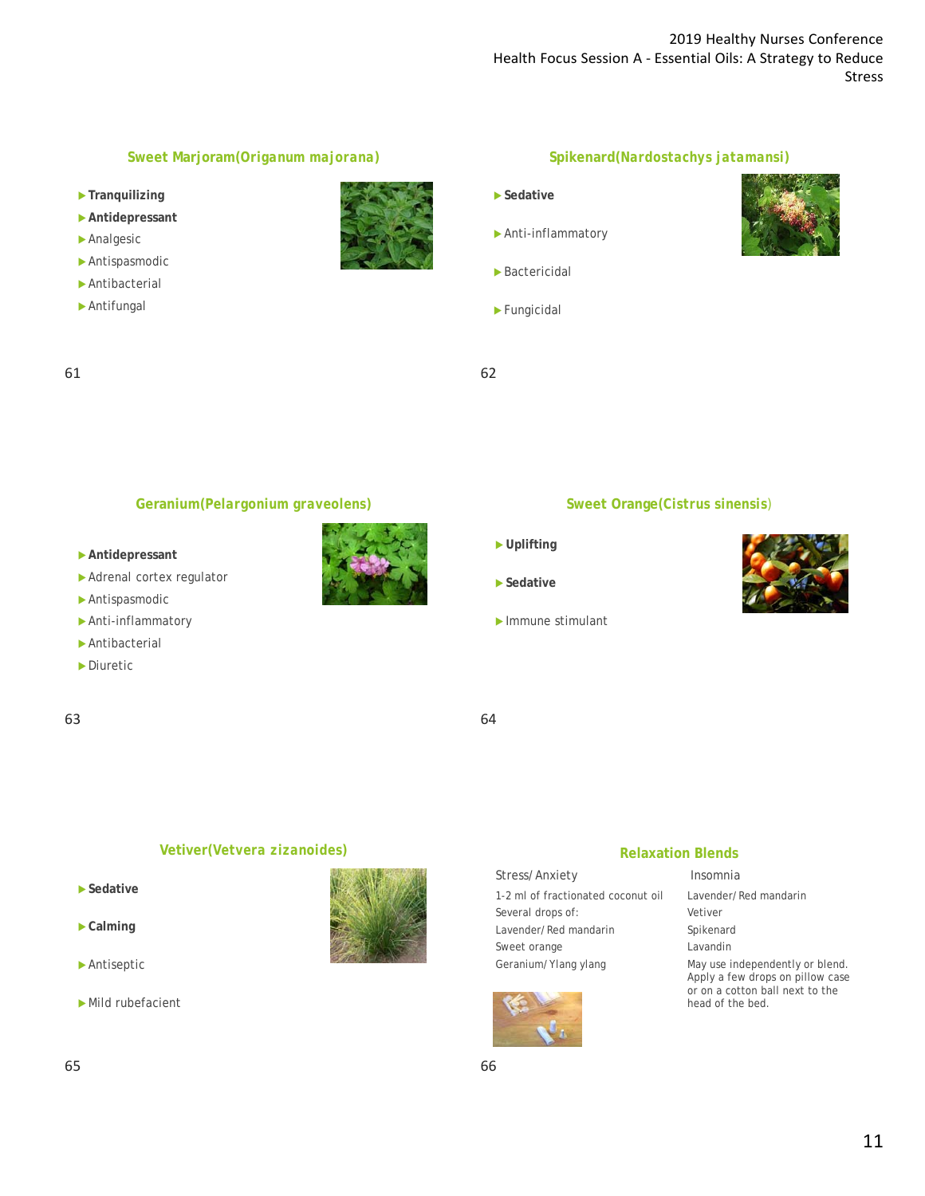## Sweet Marjoram(Origanum majorana)

- **Tranquilizing**
- **Antidepressant**
- Analgesic
- Antispasmodic
- Antibacterial
- Antifungal

## Spikenard(Nardostachys jatamansi)

- **Sedative**
- Anti-inflammatory
- Bactericidal
- Fungicidal

## Geranium(Pelargonium graveolens)

- **Antidepressant**
- Adrenal cortex regulator
- Antispasmodic
- Anti-inflammatory
- Antibacterial
- Diuretic

## Sweet Orange(Cistrus sinensis)

- **Uplifting**
- **Sedative**
- Immune stimulant

## Vetiver(Vetvera zizanoides)

- **Sedative**
- **Calming**
- Antiseptic
- Mild rubefacient

## Relaxation Blends

Stress/Anxiety

1-2 ml of fractionated coconut oil
Several drops of:
Lavender/Red mandarin
Sweet orange
Geranium/Ylang ylang

Insomnia

Lavender/Red mandarin
Vetiver
Spikenard
Lavandin

May use independently or blend. Apply a few drops on pillow case or on a cotton ball next to the head of the bed.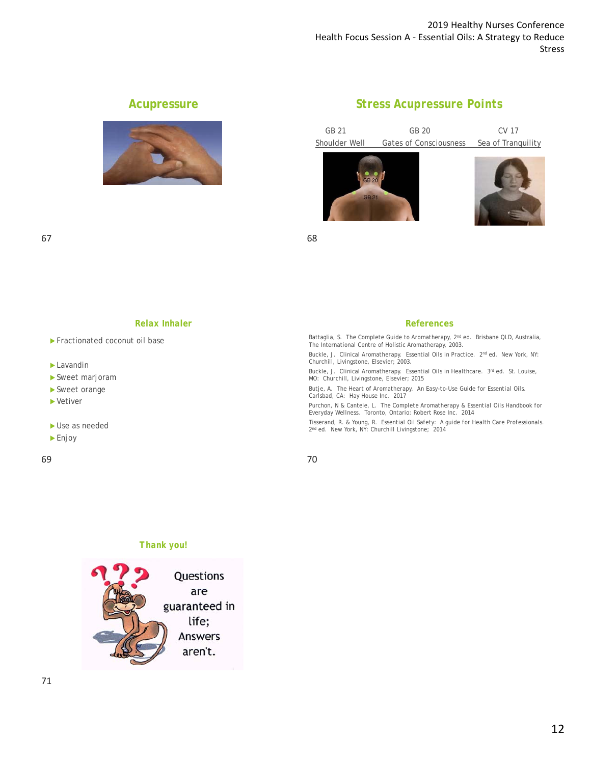## Acupressure

## Stress Acupressure Points

GB 21 — Shoulder Well

GB 20 — Gates of Consciousness

CV 17 — Sea of Tranquility

## Relax Inhaler

- Fractionated coconut oil base

- Lavandin
- Sweet marjoram
- Sweet orange
- Vetiver

- Use as needed
- Enjoy

## References

Battaglia, S. The Complete Guide to Aromatherapy, 2nd ed. Brisbane QLD, Australia, The International Centre of Holistic Aromatherapy, 2003.

Buckle, J. Clinical Aromatherapy. Essential Oils in Practice. 2nd ed. New York, NY: Churchill, Livingstone, Elsevier; 2003.

Buckle, J. Clinical Aromatherapy. Essential Oils in Healthcare. 3rd ed. St. Louise, MO: Churchill, Livingstone, Elsevier; 2015

Butje, A. The Heart of Aromatherapy. An Easy-to-Use Guide for Essential Oils. Carlsbad, CA: Hay House Inc. 2017

Purchon, N & Cantele, L. The Complete Aromatherapy & Essential Oils Handbook for Everyday Wellness. Toronto, Ontario: Robert Rose Inc. 2014

Tisserand, R. & Young, R. Essential Oil Safety: A guide for Health Care Professionals. 2nd ed. New York, NY: Churchill Livingstone; 2014

## Thank you!

Questions are guaranteed in life; Answers aren't.